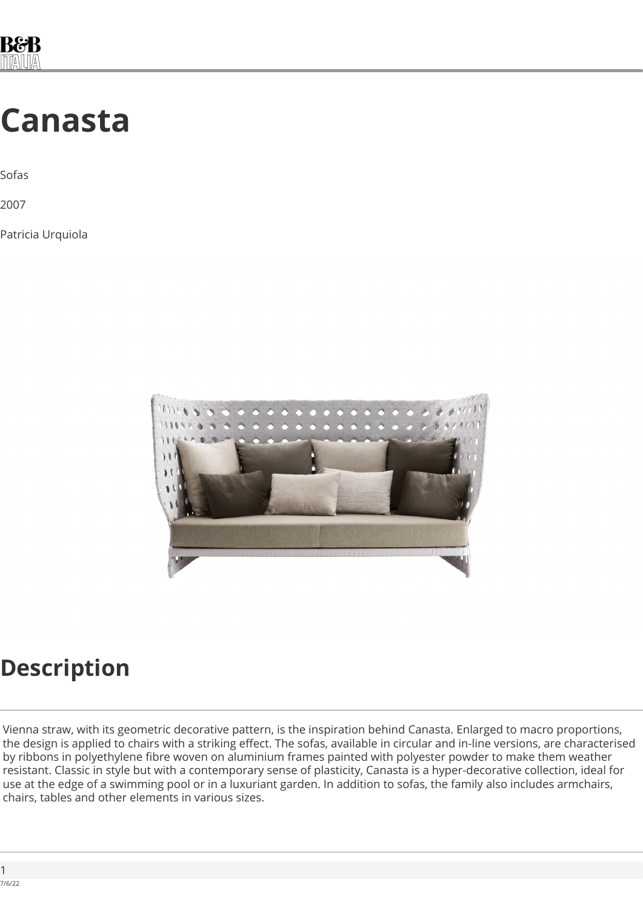# Canasta

Sofas

2007

Patricia Urquiola

## Description

Vienna straw, with its geometric decorative pattern, is the inspiration behind Canasta. Enlarged to macro proportions, the design is applied to chairs with a striking effect. The sofas, available in circular and in-line versions, are characterised by ribbons in polyethylene fibre woven on aluminium frames painted with polyester powder to make them weather resistant. Classic in style but with a contemporary sense of plasticity, Canasta is a hyper-decorative collection, ideal for use at the edge of a swimming pool or in a luxuriant garden. In addition to sofas, the family also includes armchairs, chairs, tables and other elements in various sizes.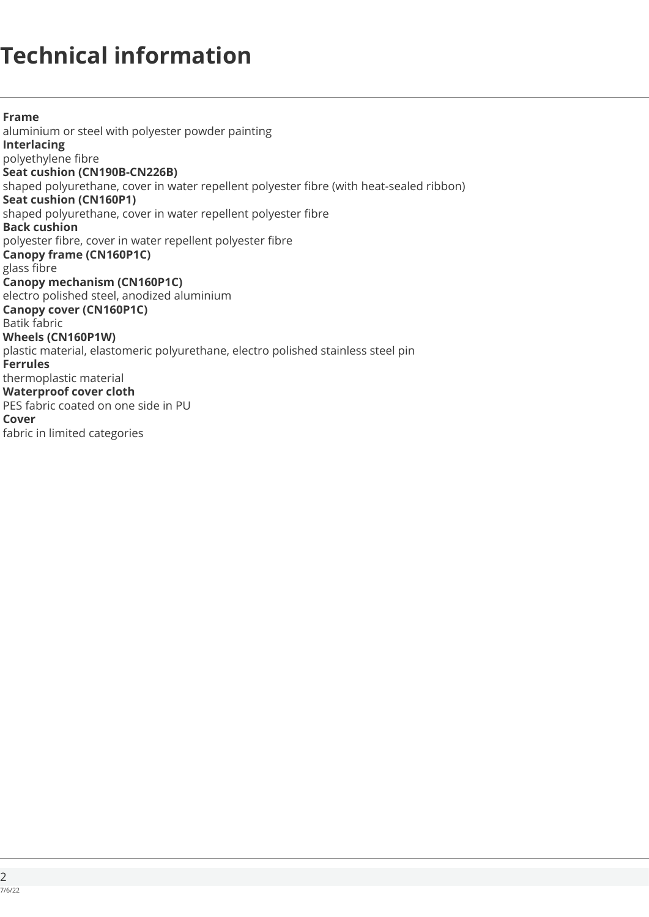# Technical information

**Frame**
aluminium or steel with polyester powder painting
**Interlacing**
polyethylene fibre
**Seat cushion (CN190B-CN226B)**
shaped polyurethane, cover in water repellent polyester fibre (with heat-sealed ribbon)
**Seat cushion (CN160P1)**
shaped polyurethane, cover in water repellent polyester fibre
**Back cushion**
polyester fibre, cover in water repellent polyester fibre
**Canopy frame (CN160P1C)**
glass fibre
**Canopy mechanism (CN160P1C)**
electro polished steel, anodized aluminium
**Canopy cover (CN160P1C)**
Batik fabric
**Wheels (CN160P1W)**
plastic material, elastomeric polyurethane, electro polished stainless steel pin
**Ferrules**
thermoplastic material
**Waterproof cover cloth**
PES fabric coated on one side in PU
**Cover**
fabric in limited categories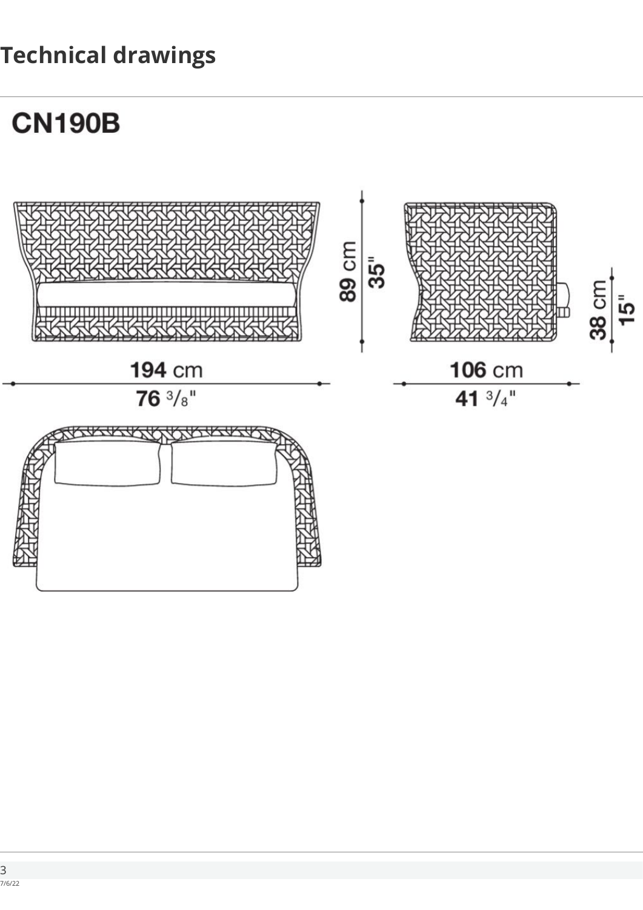# Technical drawings

## CN190B

89 cm
35"

38 cm
15"

194 cm
76 3/8"

106 cm
41 3/4"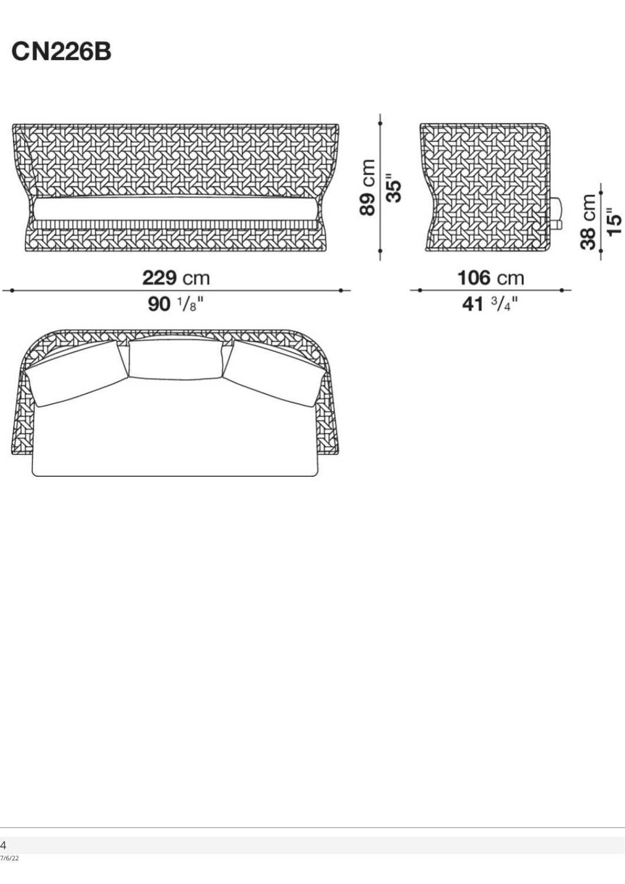# CN226B

89 cm
35"

38 cm
15"

229 cm
90 1/8"

106 cm
41 3/4"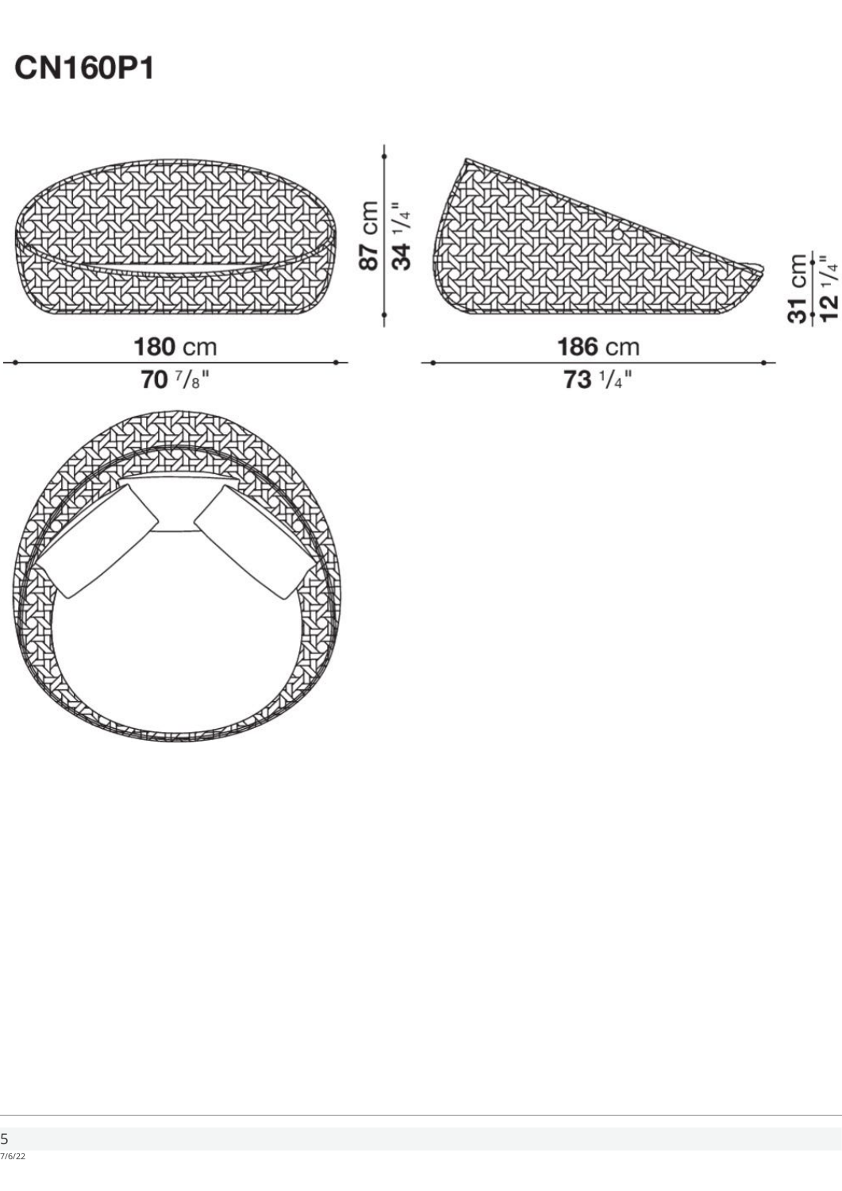# CN160P1

87 cm
34 1/4"

180 cm
70 7/8"

186 cm
73 1/4"

31 cm
12 1/4"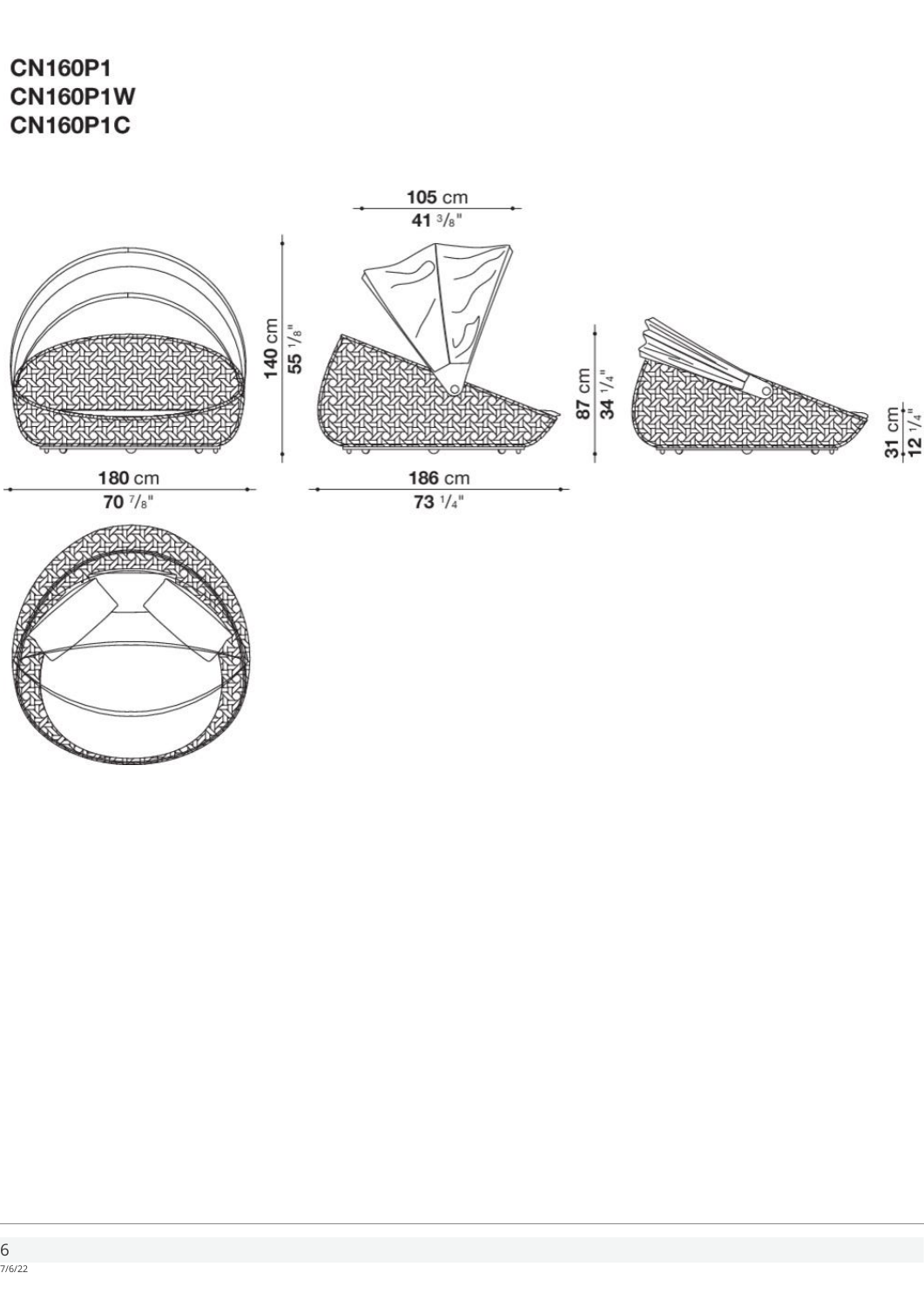**CN160P1**
**CN160P1W**
**CN160P1C**

105 cm
41 3/8"

140 cm
55 1/8"

87 cm
34 1/4"

31 cm
12 1/4"

180 cm
70 7/8"

186 cm
73 1/4"